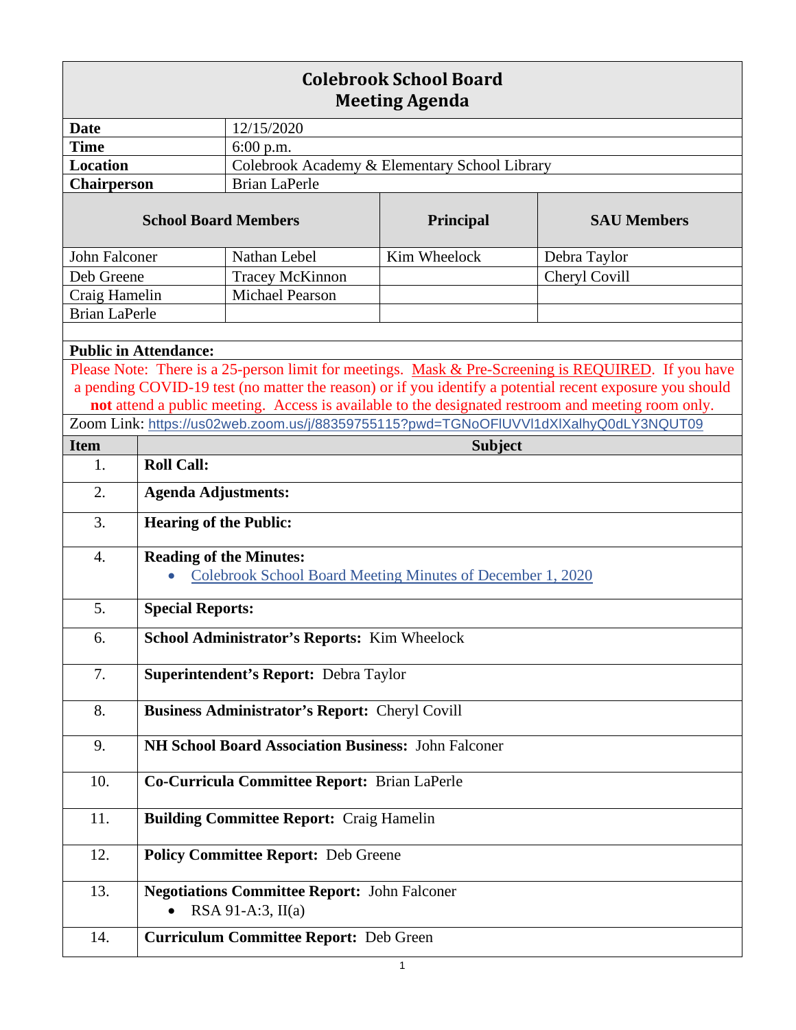# Colebrook School Board
## Meeting Agenda

| | |
|---|---|
| **Date** | 12/15/2020 |
| **Time** | 6:00 p.m. |
| **Location** | Colebrook Academy & Elementary School Library |
| **Chairperson** | Brian LaPerle |

| **School Board Members** | | **Principal** | **SAU Members** |
|---|---|---|---|
| John Falconer | Nathan Lebel | Kim Wheelock | Debra Taylor |
| Deb Greene | Tracey McKinnon | | Cheryl Covill |
| Craig Hamelin | Michael Pearson | | |
| Brian LaPerle | | | |

**Public in Attendance:**

Please Note: There is a 25-person limit for meetings. Mask & Pre-Screening is REQUIRED. If you have a pending COVID-19 test (no matter the reason) or if you identify a potential recent exposure you should **not** attend a public meeting. Access is available to the designated restroom and meeting room only.

Zoom Link: https://us02web.zoom.us/j/88359755115?pwd=TGNoOFlUVVl1dXlXalhyQ0dLY3NQUT09

| Item | Subject |
|---|---|
| 1. | **Roll Call:** |
| 2. | **Agenda Adjustments:** |
| 3. | **Hearing of the Public:** |
| 4. | **Reading of the Minutes:**<br>• Colebrook School Board Meeting Minutes of December 1, 2020 |
| 5. | **Special Reports:** |
| 6. | **School Administrator's Reports:** Kim Wheelock |
| 7. | **Superintendent's Report:** Debra Taylor |
| 8. | **Business Administrator's Report:** Cheryl Covill |
| 9. | **NH School Board Association Business:** John Falconer |
| 10. | **Co-Curricula Committee Report:** Brian LaPerle |
| 11. | **Building Committee Report:** Craig Hamelin |
| 12. | **Policy Committee Report:** Deb Greene |
| 13. | **Negotiations Committee Report:** John Falconer<br>• RSA 91-A:3, II(a) |
| 14. | **Curriculum Committee Report:** Deb Green |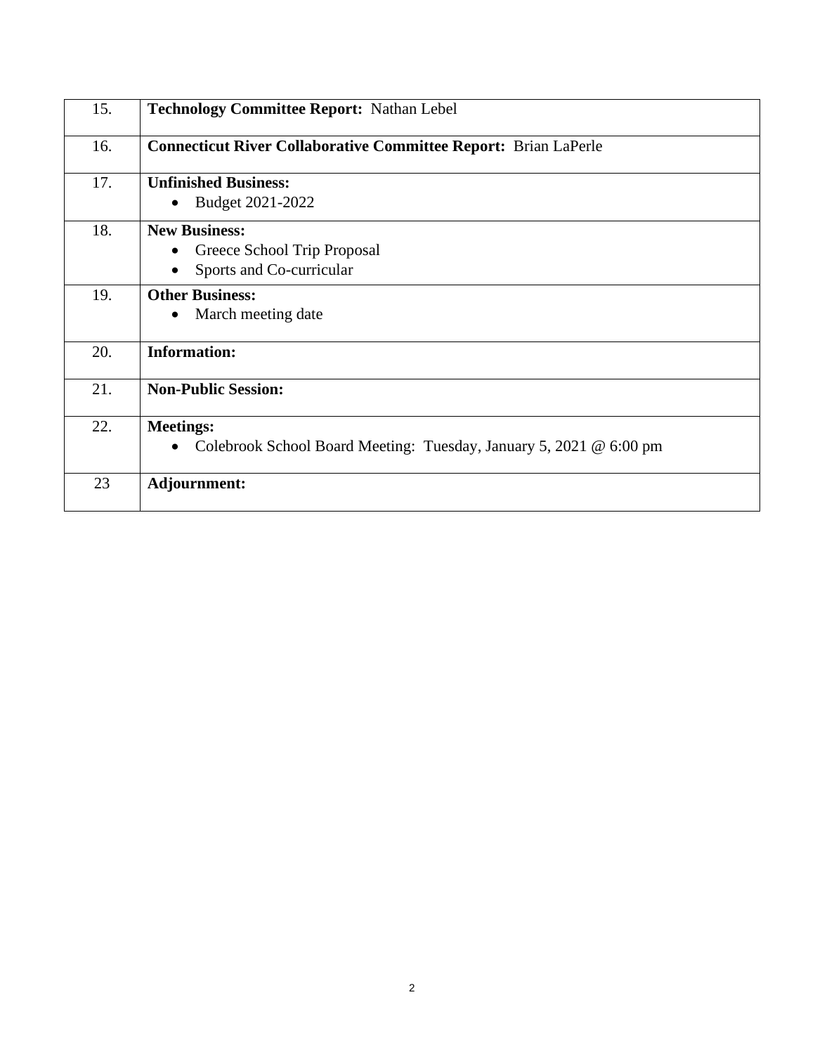| | |
|---|---|
| 15. | **Technology Committee Report:** Nathan Lebel |
| 16. | **Connecticut River Collaborative Committee Report:** Brian LaPerle |
| 17. | **Unfinished Business:**<br>• Budget 2021-2022 |
| 18. | **New Business:**<br>• Greece School Trip Proposal<br>• Sports and Co-curricular |
| 19. | **Other Business:**<br>• March meeting date |
| 20. | **Information:** |
| 21. | **Non-Public Session:** |
| 22. | **Meetings:**<br>• Colebrook School Board Meeting: Tuesday, January 5, 2021 @ 6:00 pm |
| 23 | **Adjournment:** |